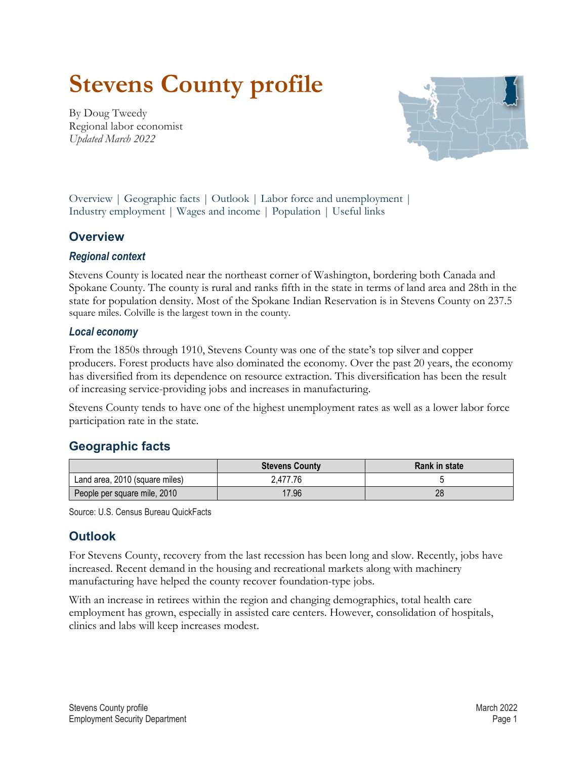# Stevens County profile

By Doug Tweedy
Regional labor economist
*Updated March 2022*

Overview | Geographic facts | Outlook | Labor force and unemployment | Industry employment | Wages and income | Population | Useful links

## Overview

### *Regional context*

Stevens County is located near the northeast corner of Washington, bordering both Canada and Spokane County. The county is rural and ranks fifth in the state in terms of land area and 28th in the state for population density. Most of the Spokane Indian Reservation is in Stevens County on 237.5 square miles. Colville is the largest town in the county.

### *Local economy*

From the 1850s through 1910, Stevens County was one of the state's top silver and copper producers. Forest products have also dominated the economy. Over the past 20 years, the economy has diversified from its dependence on resource extraction. This diversification has been the result of increasing service-providing jobs and increases in manufacturing.

Stevens County tends to have one of the highest unemployment rates as well as a lower labor force participation rate in the state.

## Geographic facts

| | Stevens County | Rank in state |
|---|---|---|
| Land area, 2010 (square miles) | 2,477.76 | 5 |
| People per square mile, 2010 | 17.96 | 28 |

Source: U.S. Census Bureau QuickFacts

## Outlook

For Stevens County, recovery from the last recession has been long and slow. Recently, jobs have increased. Recent demand in the housing and recreational markets along with machinery manufacturing have helped the county recover foundation-type jobs.

With an increase in retirees within the region and changing demographics, total health care employment has grown, especially in assisted care centers. However, consolidation of hospitals, clinics and labs will keep increases modest.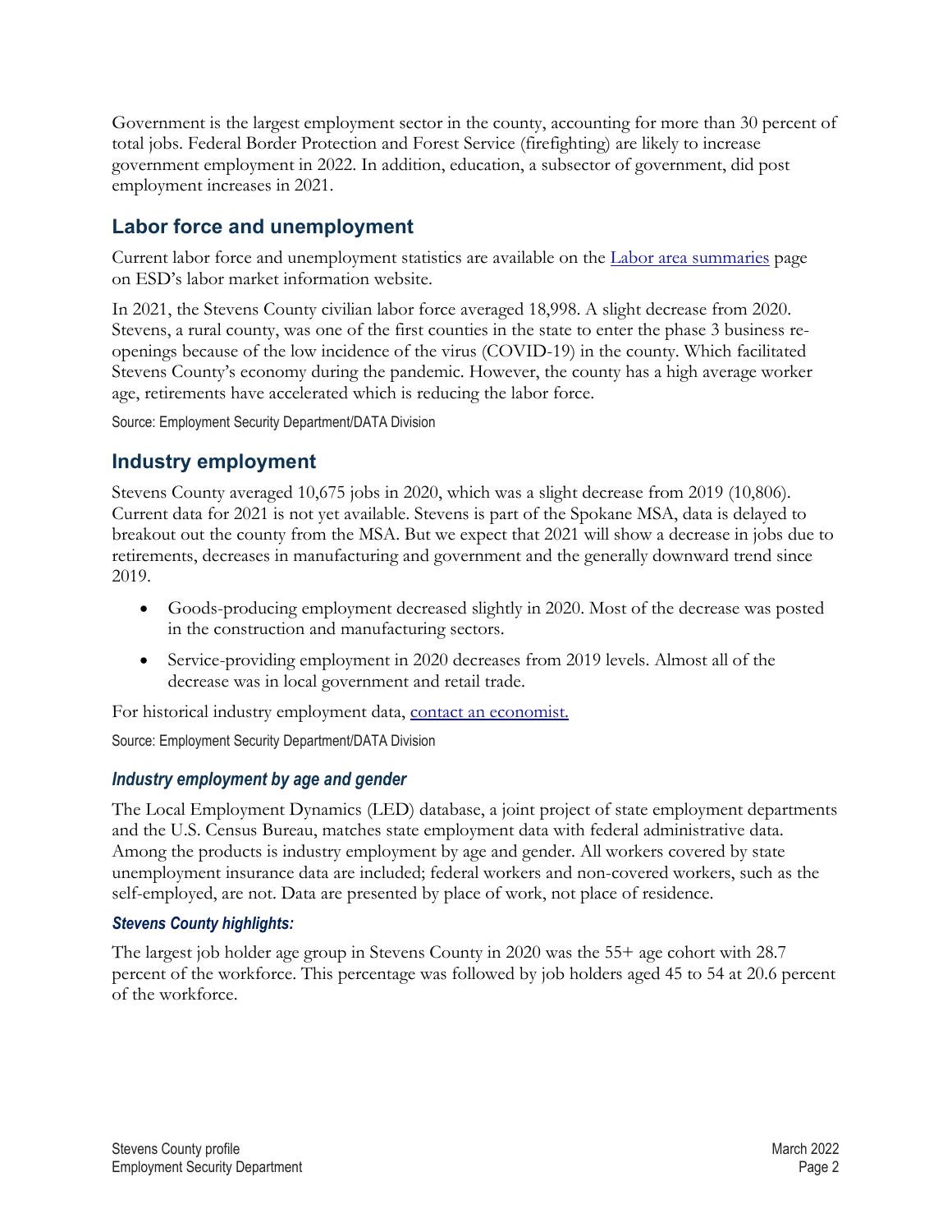Government is the largest employment sector in the county, accounting for more than 30 percent of total jobs. Federal Border Protection and Forest Service (firefighting) are likely to increase government employment in 2022. In addition, education, a subsector of government, did post employment increases in 2021.

## Labor force and unemployment

Current labor force and unemployment statistics are available on the [Labor area summaries] page on ESD's labor market information website.

In 2021, the Stevens County civilian labor force averaged 18,998. A slight decrease from 2020. Stevens, a rural county, was one of the first counties in the state to enter the phase 3 business re-openings because of the low incidence of the virus (COVID-19) in the county. Which facilitated Stevens County's economy during the pandemic. However, the county has a high average worker age, retirements have accelerated which is reducing the labor force.

Source: Employment Security Department/DATA Division

## Industry employment

Stevens County averaged 10,675 jobs in 2020, which was a slight decrease from 2019 (10,806). Current data for 2021 is not yet available. Stevens is part of the Spokane MSA, data is delayed to breakout out the county from the MSA. But we expect that 2021 will show a decrease in jobs due to retirements, decreases in manufacturing and government and the generally downward trend since 2019.

- Goods-producing employment decreased slightly in 2020. Most of the decrease was posted in the construction and manufacturing sectors.
- Service-providing employment in 2020 decreases from 2019 levels. Almost all of the decrease was in local government and retail trade.

For historical industry employment data, [contact an economist.]

Source: Employment Security Department/DATA Division

### *Industry employment by age and gender*

The Local Employment Dynamics (LED) database, a joint project of state employment departments and the U.S. Census Bureau, matches state employment data with federal administrative data. Among the products is industry employment by age and gender. All workers covered by state unemployment insurance data are included; federal workers and non-covered workers, such as the self-employed, are not. Data are presented by place of work, not place of residence.

### *Stevens County highlights:*

The largest job holder age group in Stevens County in 2020 was the 55+ age cohort with 28.7 percent of the workforce. This percentage was followed by job holders aged 45 to 54 at 20.6 percent of the workforce.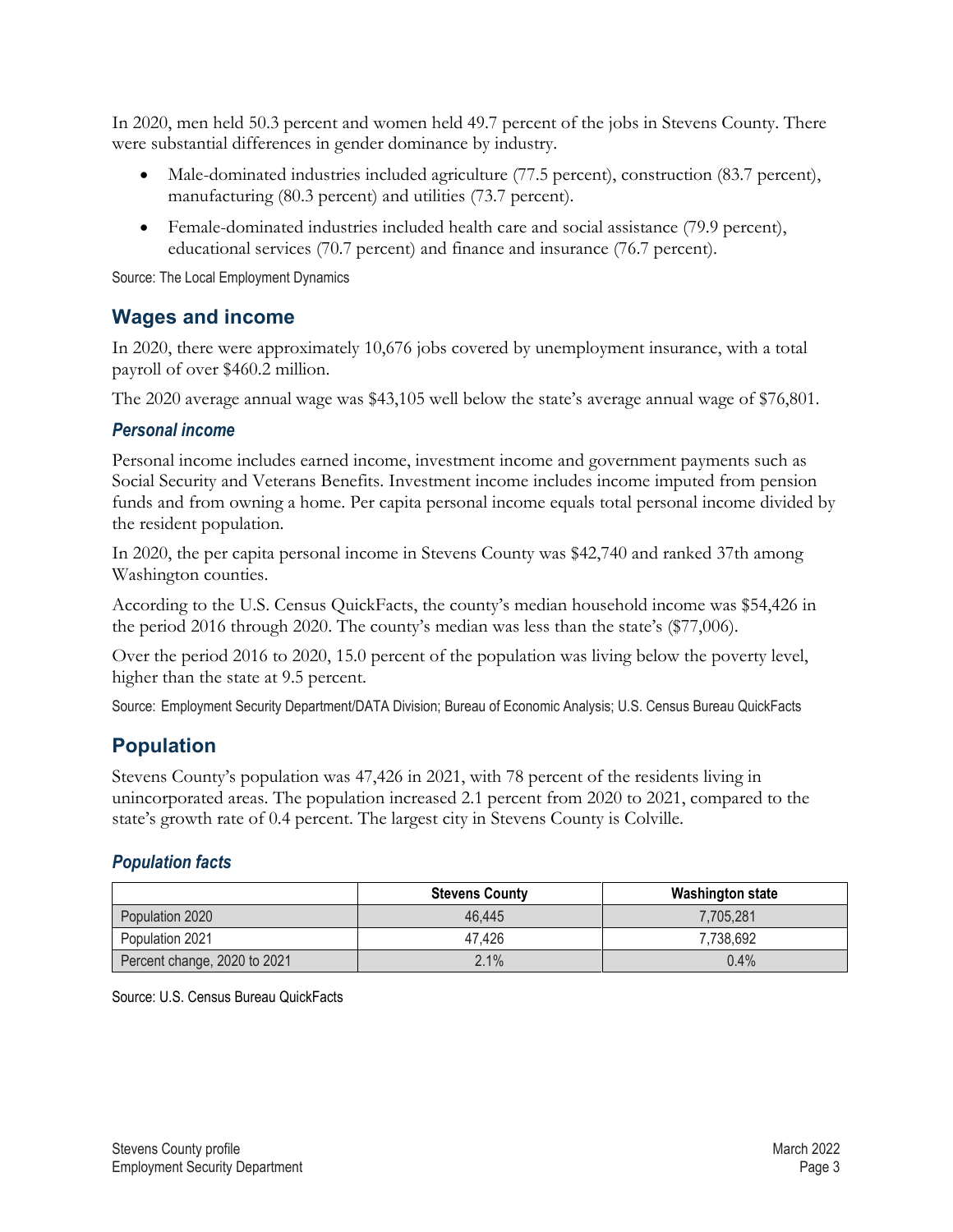In 2020, men held 50.3 percent and women held 49.7 percent of the jobs in Stevens County. There were substantial differences in gender dominance by industry.

- Male-dominated industries included agriculture (77.5 percent), construction (83.7 percent), manufacturing (80.3 percent) and utilities (73.7 percent).
- Female-dominated industries included health care and social assistance (79.9 percent), educational services (70.7 percent) and finance and insurance (76.7 percent).

Source: The Local Employment Dynamics

## Wages and income

In 2020, there were approximately 10,676 jobs covered by unemployment insurance, with a total payroll of over $460.2 million.

The 2020 average annual wage was $43,105 well below the state's average annual wage of $76,801.

### *Personal income*

Personal income includes earned income, investment income and government payments such as Social Security and Veterans Benefits. Investment income includes income imputed from pension funds and from owning a home. Per capita personal income equals total personal income divided by the resident population.

In 2020, the per capita personal income in Stevens County was $42,740 and ranked 37th among Washington counties.

According to the U.S. Census QuickFacts, the county's median household income was $54,426 in the period 2016 through 2020. The county's median was less than the state's ($77,006).

Over the period 2016 to 2020, 15.0 percent of the population was living below the poverty level, higher than the state at 9.5 percent.

Source: Employment Security Department/DATA Division; Bureau of Economic Analysis; U.S. Census Bureau QuickFacts

## Population

Stevens County's population was 47,426 in 2021, with 78 percent of the residents living in unincorporated areas. The population increased 2.1 percent from 2020 to 2021, compared to the state's growth rate of 0.4 percent. The largest city in Stevens County is Colville.

### *Population facts*

| | Stevens County | Washington state |
|---|---|---|
| Population 2020 | 46,445 | 7,705,281 |
| Population 2021 | 47,426 | 7,738,692 |
| Percent change, 2020 to 2021 | 2.1% | 0.4% |

Source: U.S. Census Bureau QuickFacts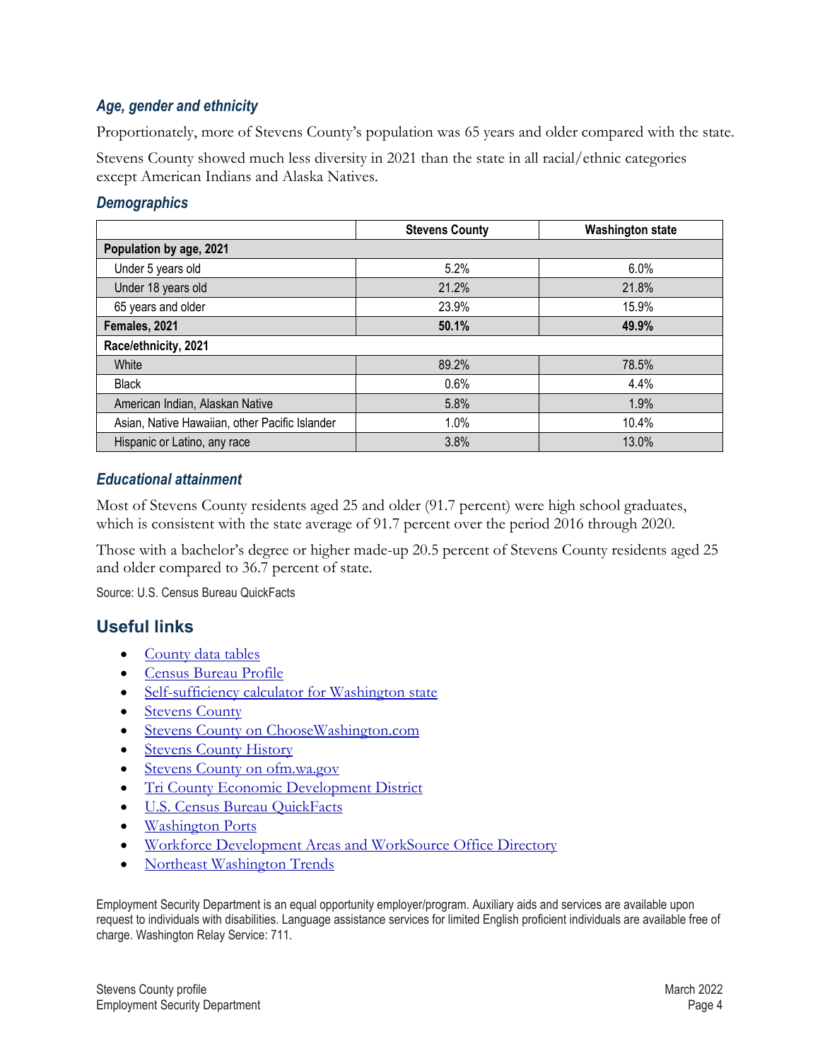### *Age, gender and ethnicity*

Proportionately, more of Stevens County's population was 65 years and older compared with the state.

Stevens County showed much less diversity in 2021 than the state in all racial/ethnic categories except American Indians and Alaska Natives.

### *Demographics*

| | Stevens County | Washington state |
|---|---|---|
| **Population by age, 2021** | | |
| Under 5 years old | 5.2% | 6.0% |
| Under 18 years old | 21.2% | 21.8% |
| 65 years and older | 23.9% | 15.9% |
| **Females, 2021** | **50.1%** | **49.9%** |
| **Race/ethnicity, 2021** | | |
| White | 89.2% | 78.5% |
| Black | 0.6% | 4.4% |
| American Indian, Alaskan Native | 5.8% | 1.9% |
| Asian, Native Hawaiian, other Pacific Islander | 1.0% | 10.4% |
| Hispanic or Latino, any race | 3.8% | 13.0% |

### *Educational attainment*

Most of Stevens County residents aged 25 and older (91.7 percent) were high school graduates, which is consistent with the state average of 91.7 percent over the period 2016 through 2020.

Those with a bachelor's degree or higher made-up 20.5 percent of Stevens County residents aged 25 and older compared to 36.7 percent of state.

Source: U.S. Census Bureau QuickFacts

## Useful links

- County data tables
- Census Bureau Profile
- Self-sufficiency calculator for Washington state
- Stevens County
- Stevens County on ChooseWashington.com
- Stevens County History
- Stevens County on ofm.wa.gov
- Tri County Economic Development District
- U.S. Census Bureau QuickFacts
- Washington Ports
- Workforce Development Areas and WorkSource Office Directory
- Northeast Washington Trends

Employment Security Department is an equal opportunity employer/program. Auxiliary aids and services are available upon request to individuals with disabilities. Language assistance services for limited English proficient individuals are available free of charge. Washington Relay Service: 711.